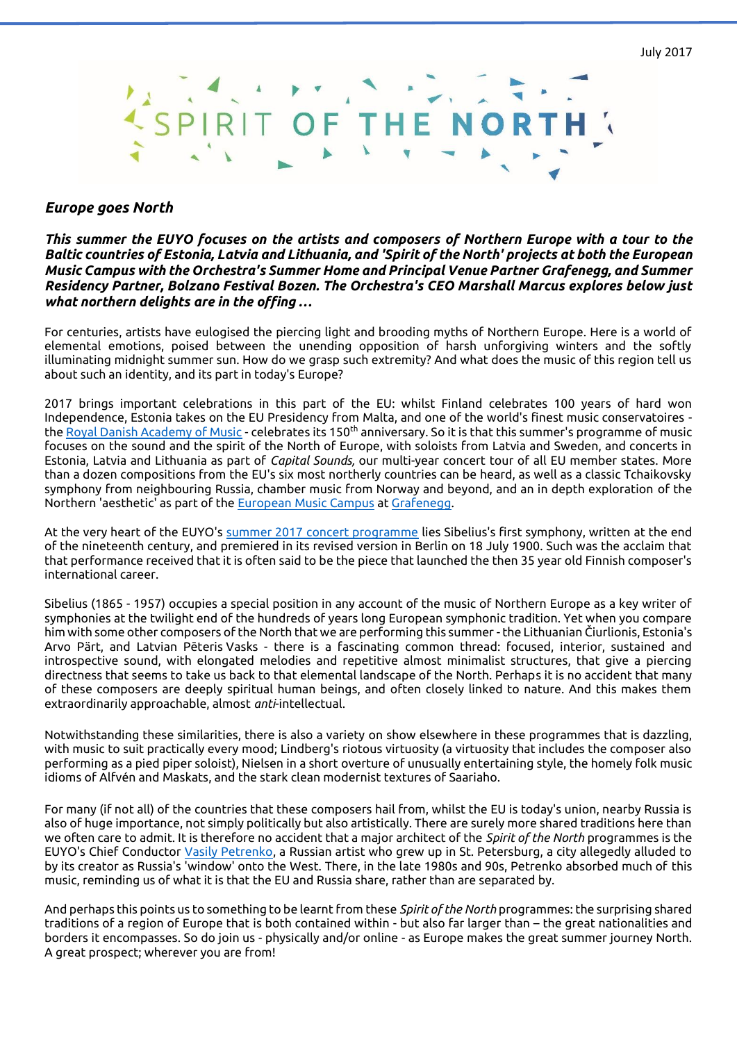July 2017

# SPIRIT OF THE NORTH

## *Europe goes North*

***This summer the EUYO focuses on the artists and composers of Northern Europe with a tour to the Baltic countries of Estonia, Latvia and Lithuania, and 'Spirit of the North' projects at both the European Music Campus with the Orchestra's Summer Home and Principal Venue Partner Grafenegg, and Summer Residency Partner, Bolzano Festival Bozen. The Orchestra's CEO Marshall Marcus explores below just what northern delights are in the offing ...***

For centuries, artists have eulogised the piercing light and brooding myths of Northern Europe. Here is a world of elemental emotions, poised between the unending opposition of harsh unforgiving winters and the softly illuminating midnight summer sun. How do we grasp such extremity? And what does the music of this region tell us about such an identity, and its part in today's Europe?

2017 brings important celebrations in this part of the EU: whilst Finland celebrates 100 years of hard won Independence, Estonia takes on the EU Presidency from Malta, and one of the world's finest music conservatoires - the Royal Danish Academy of Music - celebrates its 150th anniversary. So it is that this summer's programme of music focuses on the sound and the spirit of the North of Europe, with soloists from Latvia and Sweden, and concerts in Estonia, Latvia and Lithuania as part of *Capital Sounds,* our multi-year concert tour of all EU member states. More than a dozen compositions from the EU's six most northerly countries can be heard, as well as a classic Tchaikovsky symphony from neighbouring Russia, chamber music from Norway and beyond, and an in depth exploration of the Northern 'aesthetic' as part of the European Music Campus at Grafenegg.

At the very heart of the EUYO's summer 2017 concert programme lies Sibelius's first symphony, written at the end of the nineteenth century, and premiered in its revised version in Berlin on 18 July 1900. Such was the acclaim that that performance received that it is often said to be the piece that launched the then 35 year old Finnish composer's international career.

Sibelius (1865 - 1957) occupies a special position in any account of the music of Northern Europe as a key writer of symphonies at the twilight end of the hundreds of years long European symphonic tradition. Yet when you compare him with some other composers of the North that we are performing this summer - the Lithuanian Čiurlionis, Estonia's Arvo Pärt, and Latvian Pēteris Vasks - there is a fascinating common thread: focused, interior, sustained and introspective sound, with elongated melodies and repetitive almost minimalist structures, that give a piercing directness that seems to take us back to that elemental landscape of the North. Perhaps it is no accident that many of these composers are deeply spiritual human beings, and often closely linked to nature. And this makes them extraordinarily approachable, almost *anti*-intellectual.

Notwithstanding these similarities, there is also a variety on show elsewhere in these programmes that is dazzling, with music to suit practically every mood; Lindberg's riotous virtuosity (a virtuosity that includes the composer also performing as a pied piper soloist), Nielsen in a short overture of unusually entertaining style, the homely folk music idioms of Alfvén and Maskats, and the stark clean modernist textures of Saariaho.

For many (if not all) of the countries that these composers hail from, whilst the EU is today's union, nearby Russia is also of huge importance, not simply politically but also artistically. There are surely more shared traditions here than we often care to admit. It is therefore no accident that a major architect of the *Spirit of the North* programmes is the EUYO's Chief Conductor Vasily Petrenko, a Russian artist who grew up in St. Petersburg, a city allegedly alluded to by its creator as Russia's 'window' onto the West. There, in the late 1980s and 90s, Petrenko absorbed much of this music, reminding us of what it is that the EU and Russia share, rather than are separated by.

And perhaps this points us to something to be learnt from these *Spirit of the North* programmes: the surprising shared traditions of a region of Europe that is both contained within - but also far larger than – the great nationalities and borders it encompasses. So do join us - physically and/or online - as Europe makes the great summer journey North. A great prospect; wherever you are from!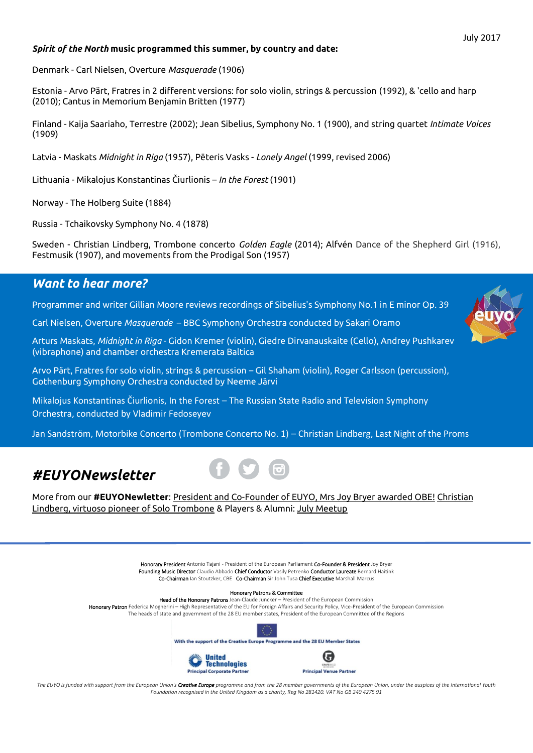July 2017

***Spirit of the North* music programmed this summer, by country and date:**

Denmark - Carl Nielsen, Overture *Masquerade* (1906)

Estonia - Arvo Pärt, Fratres in 2 different versions: for solo violin, strings & percussion (1992), & 'cello and harp (2010); Cantus in Memorium Benjamin Britten (1977)

Finland - Kaija Saariaho, Terrestre (2002); Jean Sibelius, Symphony No. 1 (1900), and string quartet *Intimate Voices* (1909)

Latvia - Maskats *Midnight in Riga* (1957), Pēteris Vasks - *Lonely Angel* (1999, revised 2006)

Lithuania - Mikalojus Konstantinas Čiurlionis – *In the Forest* (1901)

Norway - The Holberg Suite (1884)

Russia - Tchaikovsky Symphony No. 4 (1878)

Sweden - Christian Lindberg, Trombone concerto *Golden Eagle* (2014); Alfvén Dance of the Shepherd Girl (1916), Festmusik (1907), and movements from the Prodigal Son (1957)

## *Want to hear more?*

Programmer and writer Gillian Moore reviews recordings of Sibelius's Symphony No.1 in E minor Op. 39

Carl Nielsen, Overture *Masquerade* – BBC Symphony Orchestra conducted by Sakari Oramo

Arturs Maskats, *Midnight in Riga* - Gidon Kremer (violin), Giedre Dirvanauskaite (Cello), Andrey Pushkarev (vibraphone) and chamber orchestra Kremerata Baltica

Arvo Pärt, Fratres for solo violin, strings & percussion – Gil Shaham (violin), Roger Carlsson (percussion), Gothenburg Symphony Orchestra conducted by Neeme Järvi

Mikalojus Konstantinas Čiurlionis, In the Forest – The Russian State Radio and Television Symphony Orchestra, conducted by Vladimir Fedoseyev

Jan Sandström, Motorbike Concerto (Trombone Concerto No. 1) – Christian Lindberg, Last Night of the Proms

## *#EUYONewsletter*

More from our **#EUYONewletter**: President and Co-Founder of EUYO, Mrs Joy Bryer awarded OBE! Christian Lindberg, virtuoso pioneer of Solo Trombone & Players & Alumni: July Meetup

**Honorary President** Antonio Tajani - President of the European Parliament **Co-Founder & President** Joy Bryer
**Founding Music Director** Claudio Abbado **Chief Conductor** Vasily Petrenko **Conductor Laureate** Bernard Haitink
**Co-Chairman** Ian Stoutzker, CBE **Co-Chairman** Sir John Tusa **Chief Executive** Marshall Marcus

**Honorary Patrons & Committee**
**Head of the Honorary Patrons** Jean-Claude Juncker – President of the European Commission
**Honorary Patron** Federica Mogherini – High Representative of the EU for Foreign Affairs and Security Policy, Vice-President of the European Commission
The heads of state and government of the 28 EU member states, President of the European Committee of the Regions

With the support of the Creative Europe Programme and the 28 EU Member States

United Technologies
Principal Corporate Partner

Principal Venue Partner

*The EUYO is funded with support from the European Union's **Creative Europe** programme and from the 28 member governments of the European Union, under the auspices of the International Youth Foundation recognised in the United Kingdom as a charity, Reg No 281420. VAT No GB 240 4275 91*